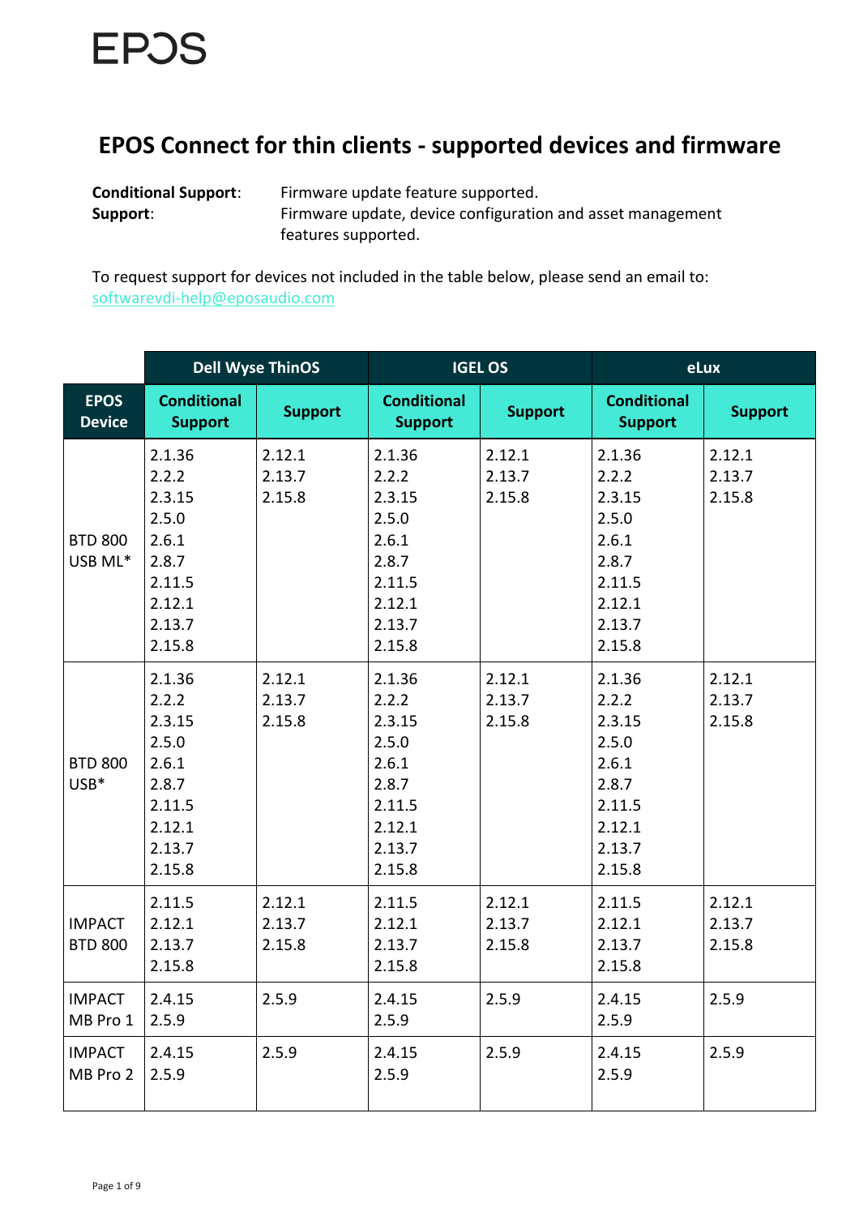EPOS

# EPOS Connect for thin clients - supported devices and firmware

**Conditional Support**: Firmware update feature supported.
**Support**: Firmware update, device configuration and asset management features supported.

To request support for devices not included in the table below, please send an email to: softwarevdi-help@eposaudio.com

| | Dell Wyse ThinOS | | IGEL OS | | eLux | |
|---|---|---|---|---|---|---|
| **EPOS Device** | **Conditional Support** | **Support** | **Conditional Support** | **Support** | **Conditional Support** | **Support** |
| BTD 800 USB ML* | 2.1.36<br>2.2.2<br>2.3.15<br>2.5.0<br>2.6.1<br>2.8.7<br>2.11.5<br>2.12.1<br>2.13.7<br>2.15.8 | 2.12.1<br>2.13.7<br>2.15.8 | 2.1.36<br>2.2.2<br>2.3.15<br>2.5.0<br>2.6.1<br>2.8.7<br>2.11.5<br>2.12.1<br>2.13.7<br>2.15.8 | 2.12.1<br>2.13.7<br>2.15.8 | 2.1.36<br>2.2.2<br>2.3.15<br>2.5.0<br>2.6.1<br>2.8.7<br>2.11.5<br>2.12.1<br>2.13.7<br>2.15.8 | 2.12.1<br>2.13.7<br>2.15.8 |
| BTD 800 USB* | 2.1.36<br>2.2.2<br>2.3.15<br>2.5.0<br>2.6.1<br>2.8.7<br>2.11.5<br>2.12.1<br>2.13.7<br>2.15.8 | 2.12.1<br>2.13.7<br>2.15.8 | 2.1.36<br>2.2.2<br>2.3.15<br>2.5.0<br>2.6.1<br>2.8.7<br>2.11.5<br>2.12.1<br>2.13.7<br>2.15.8 | 2.12.1<br>2.13.7<br>2.15.8 | 2.1.36<br>2.2.2<br>2.3.15<br>2.5.0<br>2.6.1<br>2.8.7<br>2.11.5<br>2.12.1<br>2.13.7<br>2.15.8 | 2.12.1<br>2.13.7<br>2.15.8 |
| IMPACT BTD 800 | 2.11.5<br>2.12.1<br>2.13.7<br>2.15.8 | 2.12.1<br>2.13.7<br>2.15.8 | 2.11.5<br>2.12.1<br>2.13.7<br>2.15.8 | 2.12.1<br>2.13.7<br>2.15.8 | 2.11.5<br>2.12.1<br>2.13.7<br>2.15.8 | 2.12.1<br>2.13.7<br>2.15.8 |
| IMPACT MB Pro 1 | 2.4.15<br>2.5.9 | 2.5.9 | 2.4.15<br>2.5.9 | 2.5.9 | 2.4.15<br>2.5.9 | 2.5.9 |
| IMPACT MB Pro 2 | 2.4.15<br>2.5.9 | 2.5.9 | 2.4.15<br>2.5.9 | 2.5.9 | 2.4.15<br>2.5.9 | 2.5.9 |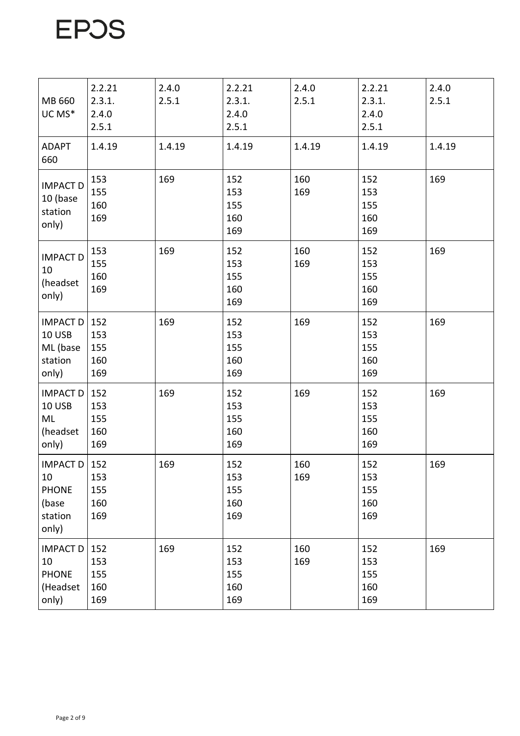| MB 660 UC MS* | 2.2.21<br>2.3.1.<br>2.4.0<br>2.5.1 | 2.4.0<br>2.5.1 | 2.2.21<br>2.3.1.<br>2.4.0<br>2.5.1 | 2.4.0<br>2.5.1 | 2.2.21<br>2.3.1.<br>2.4.0<br>2.5.1 | 2.4.0<br>2.5.1 |
|---|---|---|---|---|---|---|
| ADAPT 660 | 1.4.19 | 1.4.19 | 1.4.19 | 1.4.19 | 1.4.19 | 1.4.19 |
| IMPACT D 10 (base station only) | 153<br>155<br>160<br>169 | 169 | 152<br>153<br>155<br>160<br>169 | 160<br>169 | 152<br>153<br>155<br>160<br>169 | 169 |
| IMPACT D 10 (headset only) | 153<br>155<br>160<br>169 | 169 | 152<br>153<br>155<br>160<br>169 | 160<br>169 | 152<br>153<br>155<br>160<br>169 | 169 |
| IMPACT D 10 USB ML (base station only) | 152<br>153<br>155<br>160<br>169 | 169 | 152<br>153<br>155<br>160<br>169 | 169 | 152<br>153<br>155<br>160<br>169 | 169 |
| IMPACT D 10 USB ML (headset only) | 152<br>153<br>155<br>160<br>169 | 169 | 152<br>153<br>155<br>160<br>169 | 169 | 152<br>153<br>155<br>160<br>169 | 169 |
| IMPACT D 10 PHONE (base station only) | 152<br>153<br>155<br>160<br>169 | 169 | 152<br>153<br>155<br>160<br>169 | 160<br>169 | 152<br>153<br>155<br>160<br>169 | 169 |
| IMPACT D 10 PHONE (Headset only) | 152<br>153<br>155<br>160<br>169 | 169 | 152<br>153<br>155<br>160<br>169 | 160<br>169 | 152<br>153<br>155<br>160<br>169 | 169 |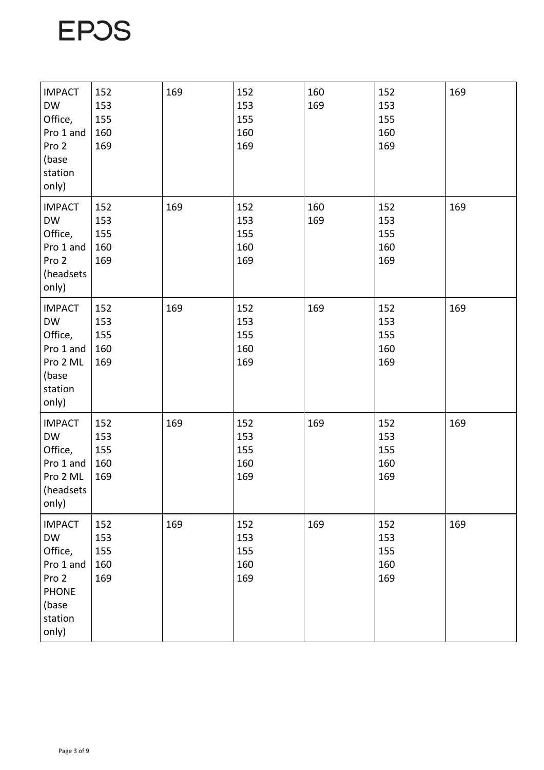| | | | | | | |
|---|---|---|---|---|---|---|
| IMPACT DW Office, Pro 1 and Pro 2 (base station only) | 152<br>153<br>155<br>160<br>169 | 169 | 152<br>153<br>155<br>160<br>169 | 160<br>169 | 152<br>153<br>155<br>160<br>169 | 169 |
| IMPACT DW Office, Pro 1 and Pro 2 (headsets only) | 152<br>153<br>155<br>160<br>169 | 169 | 152<br>153<br>155<br>160<br>169 | 160<br>169 | 152<br>153<br>155<br>160<br>169 | 169 |
| IMPACT DW Office, Pro 1 and Pro 2 ML (base station only) | 152<br>153<br>155<br>160<br>169 | 169 | 152<br>153<br>155<br>160<br>169 | 169 | 152<br>153<br>155<br>160<br>169 | 169 |
| IMPACT DW Office, Pro 1 and Pro 2 ML (headsets only) | 152<br>153<br>155<br>160<br>169 | 169 | 152<br>153<br>155<br>160<br>169 | 169 | 152<br>153<br>155<br>160<br>169 | 169 |
| IMPACT DW Office, Pro 1 and Pro 2 PHONE (base station only) | 152<br>153<br>155<br>160<br>169 | 169 | 152<br>153<br>155<br>160<br>169 | 169 | 152<br>153<br>155<br>160<br>169 | 169 |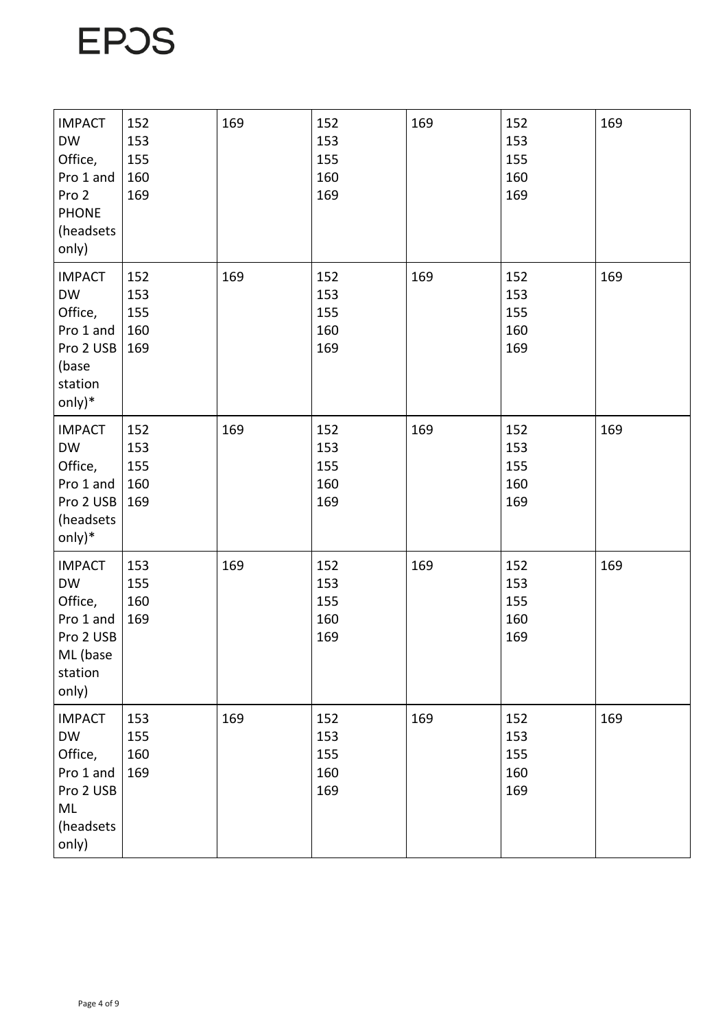| IMPACT DW Office, Pro 1 and Pro 2 PHONE (headsets only) | 152 153 155 160 169 | 169 | 152 153 155 160 169 | 169 | 152 153 155 160 169 | 169 |
|---|---|---|---|---|---|---|
| IMPACT DW Office, Pro 1 and Pro 2 USB (base station only)* | 152 153 155 160 169 | 169 | 152 153 155 160 169 | 169 | 152 153 155 160 169 | 169 |
| IMPACT DW Office, Pro 1 and Pro 2 USB (headsets only)* | 152 153 155 160 169 | 169 | 152 153 155 160 169 | 169 | 152 153 155 160 169 | 169 |
| IMPACT DW Office, Pro 1 and Pro 2 USB ML (base station only) | 153 155 160 169 | 169 | 152 153 155 160 169 | 169 | 152 153 155 160 169 | 169 |
| IMPACT DW Office, Pro 1 and Pro 2 USB ML (headsets only) | 153 155 160 169 | 169 | 152 153 155 160 169 | 169 | 152 153 155 160 169 | 169 |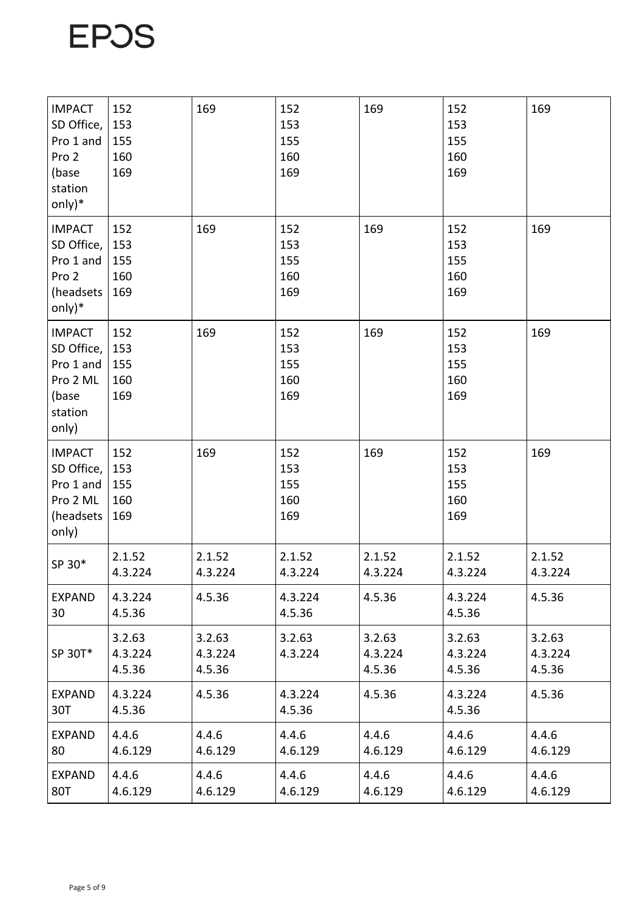| IMPACT SD Office, Pro 1 and Pro 2 (base station only)* | 152<br>153<br>155<br>160<br>169 | 169 | 152<br>153<br>155<br>160<br>169 | 169 | 152<br>153<br>155<br>160<br>169 | 169 |
|---|---|---|---|---|---|---|
| IMPACT SD Office, Pro 1 and Pro 2 (headsets only)* | 152<br>153<br>155<br>160<br>169 | 169 | 152<br>153<br>155<br>160<br>169 | 169 | 152<br>153<br>155<br>160<br>169 | 169 |
| IMPACT SD Office, Pro 1 and Pro 2 ML (base station only) | 152<br>153<br>155<br>160<br>169 | 169 | 152<br>153<br>155<br>160<br>169 | 169 | 152<br>153<br>155<br>160<br>169 | 169 |
| IMPACT SD Office, Pro 1 and Pro 2 ML (headsets only) | 152<br>153<br>155<br>160<br>169 | 169 | 152<br>153<br>155<br>160<br>169 | 169 | 152<br>153<br>155<br>160<br>169 | 169 |
| SP 30* | 2.1.52<br>4.3.224 | 2.1.52<br>4.3.224 | 2.1.52<br>4.3.224 | 2.1.52<br>4.3.224 | 2.1.52<br>4.3.224 | 2.1.52<br>4.3.224 |
| EXPAND 30 | 4.3.224<br>4.5.36 | 4.5.36 | 4.3.224<br>4.5.36 | 4.5.36 | 4.3.224<br>4.5.36 | 4.5.36 |
| SP 30T* | 3.2.63<br>4.3.224<br>4.5.36 | 3.2.63<br>4.3.224<br>4.5.36 | 3.2.63<br>4.3.224 | 3.2.63<br>4.3.224<br>4.5.36 | 3.2.63<br>4.3.224<br>4.5.36 | 3.2.63<br>4.3.224<br>4.5.36 |
| EXPAND 30T | 4.3.224<br>4.5.36 | 4.5.36 | 4.3.224<br>4.5.36 | 4.5.36 | 4.3.224<br>4.5.36 | 4.5.36 |
| EXPAND 80 | 4.4.6<br>4.6.129 | 4.4.6<br>4.6.129 | 4.4.6<br>4.6.129 | 4.4.6<br>4.6.129 | 4.4.6<br>4.6.129 | 4.4.6<br>4.6.129 |
| EXPAND 80T | 4.4.6<br>4.6.129 | 4.4.6<br>4.6.129 | 4.4.6<br>4.6.129 | 4.4.6<br>4.6.129 | 4.4.6<br>4.6.129 | 4.4.6<br>4.6.129 |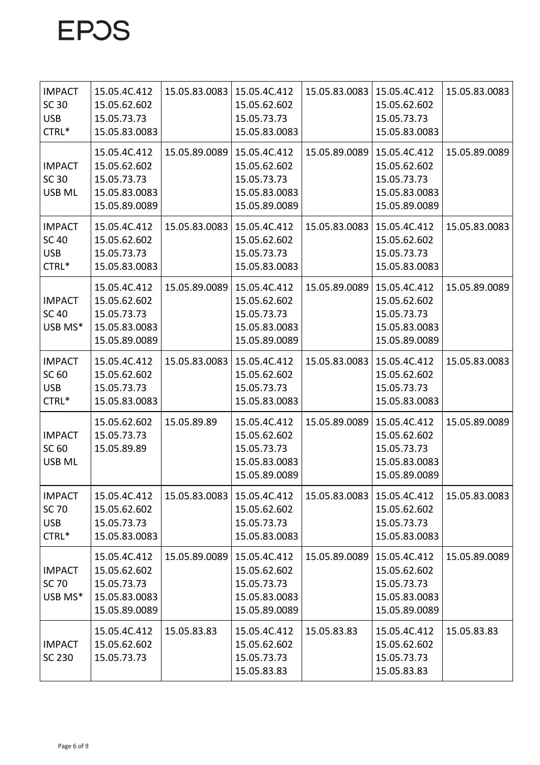| IMPACT SC 30 USB CTRL* | 15.05.4C.412<br>15.05.62.602<br>15.05.73.73<br>15.05.83.0083 | 15.05.83.0083 | 15.05.4C.412<br>15.05.62.602<br>15.05.73.73<br>15.05.83.0083 | 15.05.83.0083 | 15.05.4C.412<br>15.05.62.602<br>15.05.73.73<br>15.05.83.0083 | 15.05.83.0083 |
|---|---|---|---|---|---|---|
| IMPACT SC 30 USB ML | 15.05.4C.412<br>15.05.62.602<br>15.05.73.73<br>15.05.83.0083<br>15.05.89.0089 | 15.05.89.0089 | 15.05.4C.412<br>15.05.62.602<br>15.05.73.73<br>15.05.83.0083<br>15.05.89.0089 | 15.05.89.0089 | 15.05.4C.412<br>15.05.62.602<br>15.05.73.73<br>15.05.83.0083<br>15.05.89.0089 | 15.05.89.0089 |
| IMPACT SC 40 USB CTRL* | 15.05.4C.412<br>15.05.62.602<br>15.05.73.73<br>15.05.83.0083 | 15.05.83.0083 | 15.05.4C.412<br>15.05.62.602<br>15.05.73.73<br>15.05.83.0083 | 15.05.83.0083 | 15.05.4C.412<br>15.05.62.602<br>15.05.73.73<br>15.05.83.0083 | 15.05.83.0083 |
| IMPACT SC 40 USB MS* | 15.05.4C.412<br>15.05.62.602<br>15.05.73.73<br>15.05.83.0083<br>15.05.89.0089 | 15.05.89.0089 | 15.05.4C.412<br>15.05.62.602<br>15.05.73.73<br>15.05.83.0083<br>15.05.89.0089 | 15.05.89.0089 | 15.05.4C.412<br>15.05.62.602<br>15.05.73.73<br>15.05.83.0083<br>15.05.89.0089 | 15.05.89.0089 |
| IMPACT SC 60 USB CTRL* | 15.05.4C.412<br>15.05.62.602<br>15.05.73.73<br>15.05.83.0083 | 15.05.83.0083 | 15.05.4C.412<br>15.05.62.602<br>15.05.73.73<br>15.05.83.0083 | 15.05.83.0083 | 15.05.4C.412<br>15.05.62.602<br>15.05.73.73<br>15.05.83.0083 | 15.05.83.0083 |
| IMPACT SC 60 USB ML | 15.05.62.602<br>15.05.73.73<br>15.05.89.89 | 15.05.89.89 | 15.05.4C.412<br>15.05.62.602<br>15.05.73.73<br>15.05.83.0083<br>15.05.89.0089 | 15.05.89.0089 | 15.05.4C.412<br>15.05.62.602<br>15.05.73.73<br>15.05.83.0083<br>15.05.89.0089 | 15.05.89.0089 |
| IMPACT SC 70 USB CTRL* | 15.05.4C.412<br>15.05.62.602<br>15.05.73.73<br>15.05.83.0083 | 15.05.83.0083 | 15.05.4C.412<br>15.05.62.602<br>15.05.73.73<br>15.05.83.0083 | 15.05.83.0083 | 15.05.4C.412<br>15.05.62.602<br>15.05.73.73<br>15.05.83.0083 | 15.05.83.0083 |
| IMPACT SC 70 USB MS* | 15.05.4C.412<br>15.05.62.602<br>15.05.73.73<br>15.05.83.0083<br>15.05.89.0089 | 15.05.89.0089 | 15.05.4C.412<br>15.05.62.602<br>15.05.73.73<br>15.05.83.0083<br>15.05.89.0089 | 15.05.89.0089 | 15.05.4C.412<br>15.05.62.602<br>15.05.73.73<br>15.05.83.0083<br>15.05.89.0089 | 15.05.89.0089 |
| IMPACT SC 230 | 15.05.4C.412<br>15.05.62.602<br>15.05.73.73 | 15.05.83.83 | 15.05.4C.412<br>15.05.62.602<br>15.05.73.73<br>15.05.83.83 | 15.05.83.83 | 15.05.4C.412<br>15.05.62.602<br>15.05.73.73<br>15.05.83.83 | 15.05.83.83 |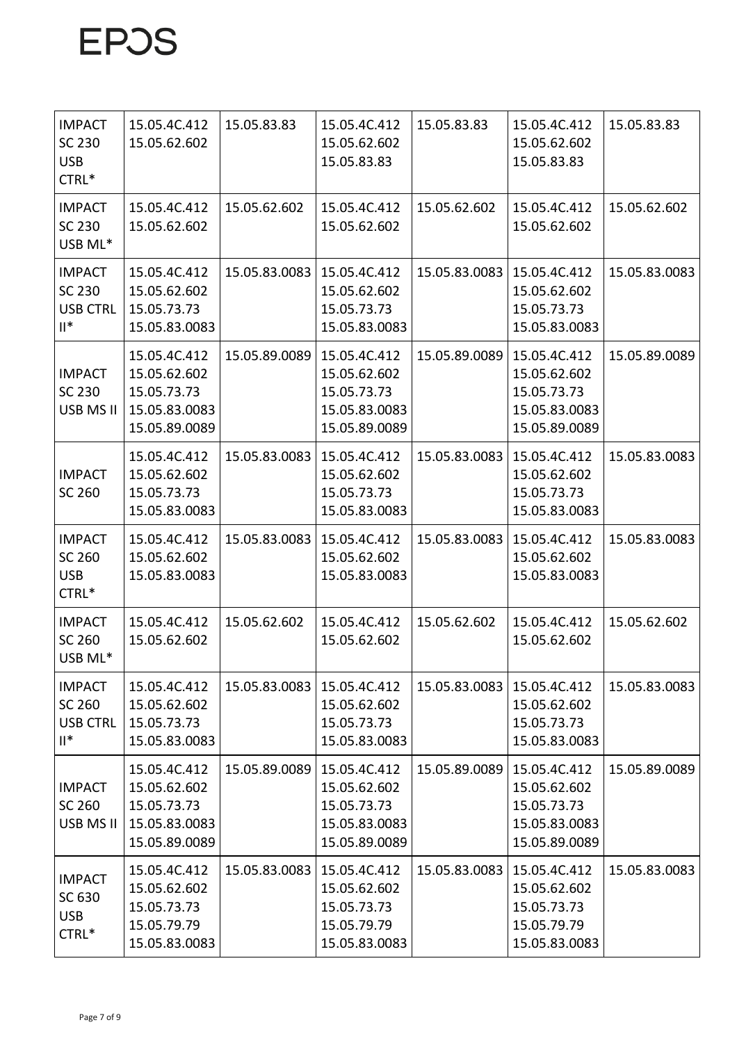| | | | | | | |
|---|---|---|---|---|---|---|
| IMPACT SC 230 USB CTRL* | 15.05.4C.412<br>15.05.62.602 | 15.05.83.83 | 15.05.4C.412<br>15.05.62.602<br>15.05.83.83 | 15.05.83.83 | 15.05.4C.412<br>15.05.62.602<br>15.05.83.83 | 15.05.83.83 |
| IMPACT SC 230 USB ML* | 15.05.4C.412<br>15.05.62.602 | 15.05.62.602 | 15.05.4C.412<br>15.05.62.602 | 15.05.62.602 | 15.05.4C.412<br>15.05.62.602 | 15.05.62.602 |
| IMPACT SC 230 USB CTRL II* | 15.05.4C.412<br>15.05.62.602<br>15.05.73.73<br>15.05.83.0083 | 15.05.83.0083 | 15.05.4C.412<br>15.05.62.602<br>15.05.73.73<br>15.05.83.0083 | 15.05.83.0083 | 15.05.4C.412<br>15.05.62.602<br>15.05.73.73<br>15.05.83.0083 | 15.05.83.0083 |
| IMPACT SC 230 USB MS II | 15.05.4C.412<br>15.05.62.602<br>15.05.73.73<br>15.05.83.0083<br>15.05.89.0089 | 15.05.89.0089 | 15.05.4C.412<br>15.05.62.602<br>15.05.73.73<br>15.05.83.0083<br>15.05.89.0089 | 15.05.89.0089 | 15.05.4C.412<br>15.05.62.602<br>15.05.73.73<br>15.05.83.0083<br>15.05.89.0089 | 15.05.89.0089 |
| IMPACT SC 260 | 15.05.4C.412<br>15.05.62.602<br>15.05.73.73<br>15.05.83.0083 | 15.05.83.0083 | 15.05.4C.412<br>15.05.62.602<br>15.05.73.73<br>15.05.83.0083 | 15.05.83.0083 | 15.05.4C.412<br>15.05.62.602<br>15.05.73.73<br>15.05.83.0083 | 15.05.83.0083 |
| IMPACT SC 260 USB CTRL* | 15.05.4C.412<br>15.05.62.602<br>15.05.83.0083 | 15.05.83.0083 | 15.05.4C.412<br>15.05.62.602<br>15.05.83.0083 | 15.05.83.0083 | 15.05.4C.412<br>15.05.62.602<br>15.05.83.0083 | 15.05.83.0083 |
| IMPACT SC 260 USB ML* | 15.05.4C.412<br>15.05.62.602 | 15.05.62.602 | 15.05.4C.412<br>15.05.62.602 | 15.05.62.602 | 15.05.4C.412<br>15.05.62.602 | 15.05.62.602 |
| IMPACT SC 260 USB CTRL II* | 15.05.4C.412<br>15.05.62.602<br>15.05.73.73<br>15.05.83.0083 | 15.05.83.0083 | 15.05.4C.412<br>15.05.62.602<br>15.05.73.73<br>15.05.83.0083 | 15.05.83.0083 | 15.05.4C.412<br>15.05.62.602<br>15.05.73.73<br>15.05.83.0083 | 15.05.83.0083 |
| IMPACT SC 260 USB MS II | 15.05.4C.412<br>15.05.62.602<br>15.05.73.73<br>15.05.83.0083<br>15.05.89.0089 | 15.05.89.0089 | 15.05.4C.412<br>15.05.62.602<br>15.05.73.73<br>15.05.83.0083<br>15.05.89.0089 | 15.05.89.0089 | 15.05.4C.412<br>15.05.62.602<br>15.05.73.73<br>15.05.83.0083<br>15.05.89.0089 | 15.05.89.0089 |
| IMPACT SC 630 USB CTRL* | 15.05.4C.412<br>15.05.62.602<br>15.05.73.73<br>15.05.79.79<br>15.05.83.0083 | 15.05.83.0083 | 15.05.4C.412<br>15.05.62.602<br>15.05.73.73<br>15.05.79.79<br>15.05.83.0083 | 15.05.83.0083 | 15.05.4C.412<br>15.05.62.602<br>15.05.73.73<br>15.05.79.79<br>15.05.83.0083 | 15.05.83.0083 |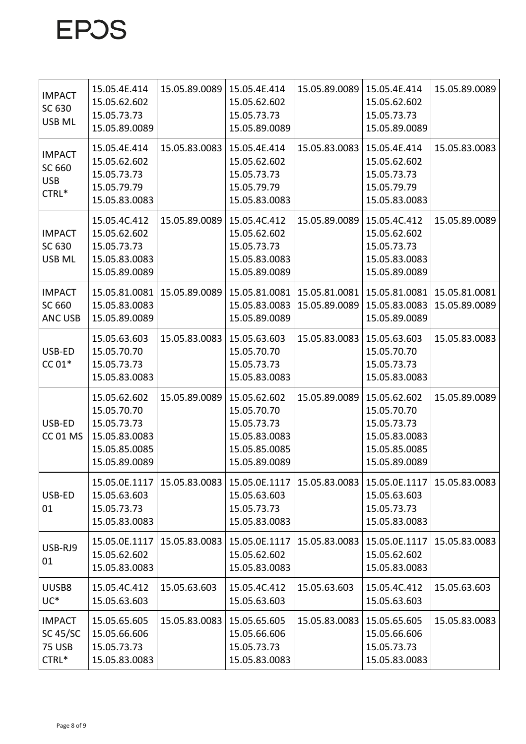| IMPACT SC 630 USB ML | 15.05.4E.414<br>15.05.62.602<br>15.05.73.73<br>15.05.89.0089 | 15.05.89.0089 | 15.05.4E.414<br>15.05.62.602<br>15.05.73.73<br>15.05.89.0089 | 15.05.89.0089 | 15.05.4E.414<br>15.05.62.602<br>15.05.73.73<br>15.05.89.0089 | 15.05.89.0089 |
|---|---|---|---|---|---|---|
| IMPACT SC 660 USB CTRL* | 15.05.4E.414<br>15.05.62.602<br>15.05.73.73<br>15.05.79.79<br>15.05.83.0083 | 15.05.83.0083 | 15.05.4E.414<br>15.05.62.602<br>15.05.73.73<br>15.05.79.79<br>15.05.83.0083 | 15.05.83.0083 | 15.05.4E.414<br>15.05.62.602<br>15.05.73.73<br>15.05.79.79<br>15.05.83.0083 | 15.05.83.0083 |
| IMPACT SC 630 USB ML | 15.05.4C.412<br>15.05.62.602<br>15.05.73.73<br>15.05.83.0083<br>15.05.89.0089 | 15.05.89.0089 | 15.05.4C.412<br>15.05.62.602<br>15.05.73.73<br>15.05.83.0083<br>15.05.89.0089 | 15.05.89.0089 | 15.05.4C.412<br>15.05.62.602<br>15.05.73.73<br>15.05.83.0083<br>15.05.89.0089 | 15.05.89.0089 |
| IMPACT SC 660 ANC USB | 15.05.81.0081<br>15.05.83.0083<br>15.05.89.0089 | 15.05.89.0089 | 15.05.81.0081<br>15.05.83.0083<br>15.05.89.0089 | 15.05.81.0081<br>15.05.89.0089 | 15.05.81.0081<br>15.05.83.0083<br>15.05.89.0089 | 15.05.81.0081<br>15.05.89.0089 |
| USB-ED CC 01* | 15.05.63.603<br>15.05.70.70<br>15.05.73.73<br>15.05.83.0083 | 15.05.83.0083 | 15.05.63.603<br>15.05.70.70<br>15.05.73.73<br>15.05.83.0083 | 15.05.83.0083 | 15.05.63.603<br>15.05.70.70<br>15.05.73.73<br>15.05.83.0083 | 15.05.83.0083 |
| USB-ED CC 01 MS | 15.05.62.602<br>15.05.70.70<br>15.05.73.73<br>15.05.83.0083<br>15.05.85.0085<br>15.05.89.0089 | 15.05.89.0089 | 15.05.62.602<br>15.05.70.70<br>15.05.73.73<br>15.05.83.0083<br>15.05.85.0085<br>15.05.89.0089 | 15.05.89.0089 | 15.05.62.602<br>15.05.70.70<br>15.05.73.73<br>15.05.83.0083<br>15.05.85.0085<br>15.05.89.0089 | 15.05.89.0089 |
| USB-ED 01 | 15.05.0E.1117<br>15.05.63.603<br>15.05.73.73<br>15.05.83.0083 | 15.05.83.0083 | 15.05.0E.1117<br>15.05.63.603<br>15.05.73.73<br>15.05.83.0083 | 15.05.83.0083 | 15.05.0E.1117<br>15.05.63.603<br>15.05.73.73<br>15.05.83.0083 | 15.05.83.0083 |
| USB-RJ9 01 | 15.05.0E.1117<br>15.05.62.602<br>15.05.83.0083 | 15.05.83.0083 | 15.05.0E.1117<br>15.05.62.602<br>15.05.83.0083 | 15.05.83.0083 | 15.05.0E.1117<br>15.05.62.602<br>15.05.83.0083 | 15.05.83.0083 |
| UUSB8 UC* | 15.05.4C.412<br>15.05.63.603 | 15.05.63.603 | 15.05.4C.412<br>15.05.63.603 | 15.05.63.603 | 15.05.4C.412<br>15.05.63.603 | 15.05.63.603 |
| IMPACT SC 45/SC 75 USB CTRL* | 15.05.65.605<br>15.05.66.606<br>15.05.73.73<br>15.05.83.0083 | 15.05.83.0083 | 15.05.65.605<br>15.05.66.606<br>15.05.73.73<br>15.05.83.0083 | 15.05.83.0083 | 15.05.65.605<br>15.05.66.606<br>15.05.73.73<br>15.05.83.0083 | 15.05.83.0083 |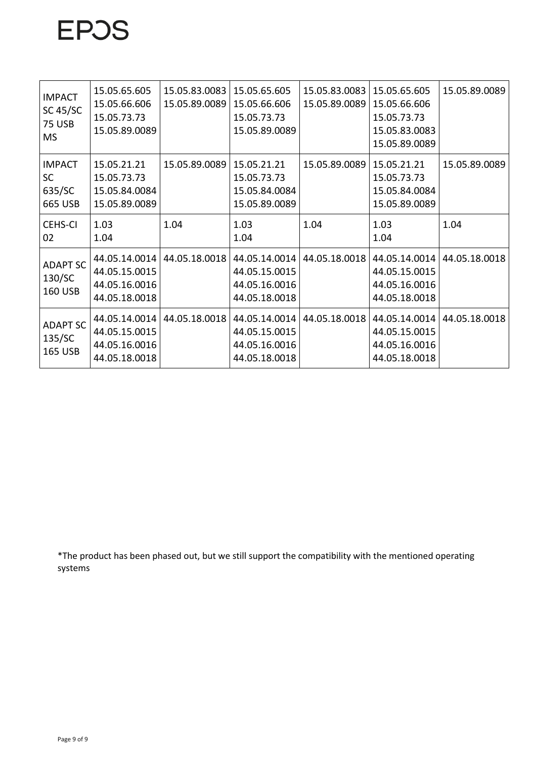| | | | | | | |
|---|---|---|---|---|---|---|
| IMPACT SC 45/SC 75 USB MS | 15.05.65.605<br>15.05.66.606<br>15.05.73.73<br>15.05.89.0089 | 15.05.83.0083<br>15.05.89.0089 | 15.05.65.605<br>15.05.66.606<br>15.05.73.73<br>15.05.89.0089 | 15.05.83.0083<br>15.05.89.0089 | 15.05.65.605<br>15.05.66.606<br>15.05.73.73<br>15.05.83.0083<br>15.05.89.0089 | 15.05.89.0089 |
| IMPACT SC 635/SC 665 USB | 15.05.21.21<br>15.05.73.73<br>15.05.84.0084<br>15.05.89.0089 | 15.05.89.0089 | 15.05.21.21<br>15.05.73.73<br>15.05.84.0084<br>15.05.89.0089 | 15.05.89.0089 | 15.05.21.21<br>15.05.73.73<br>15.05.84.0084<br>15.05.89.0089 | 15.05.89.0089 |
| CEHS-CI 02 | 1.03<br>1.04 | 1.04 | 1.03<br>1.04 | 1.04 | 1.03<br>1.04 | 1.04 |
| ADAPT SC 130/SC 160 USB | 44.05.14.0014<br>44.05.15.0015<br>44.05.16.0016<br>44.05.18.0018 | 44.05.18.0018 | 44.05.14.0014<br>44.05.15.0015<br>44.05.16.0016<br>44.05.18.0018 | 44.05.18.0018 | 44.05.14.0014<br>44.05.15.0015<br>44.05.16.0016<br>44.05.18.0018 | 44.05.18.0018 |
| ADAPT SC 135/SC 165 USB | 44.05.14.0014<br>44.05.15.0015<br>44.05.16.0016<br>44.05.18.0018 | 44.05.18.0018 | 44.05.14.0014<br>44.05.15.0015<br>44.05.16.0016<br>44.05.18.0018 | 44.05.18.0018 | 44.05.14.0014<br>44.05.15.0015<br>44.05.16.0016<br>44.05.18.0018 | 44.05.18.0018 |

*The product has been phased out, but we still support the compatibility with the mentioned operating systems